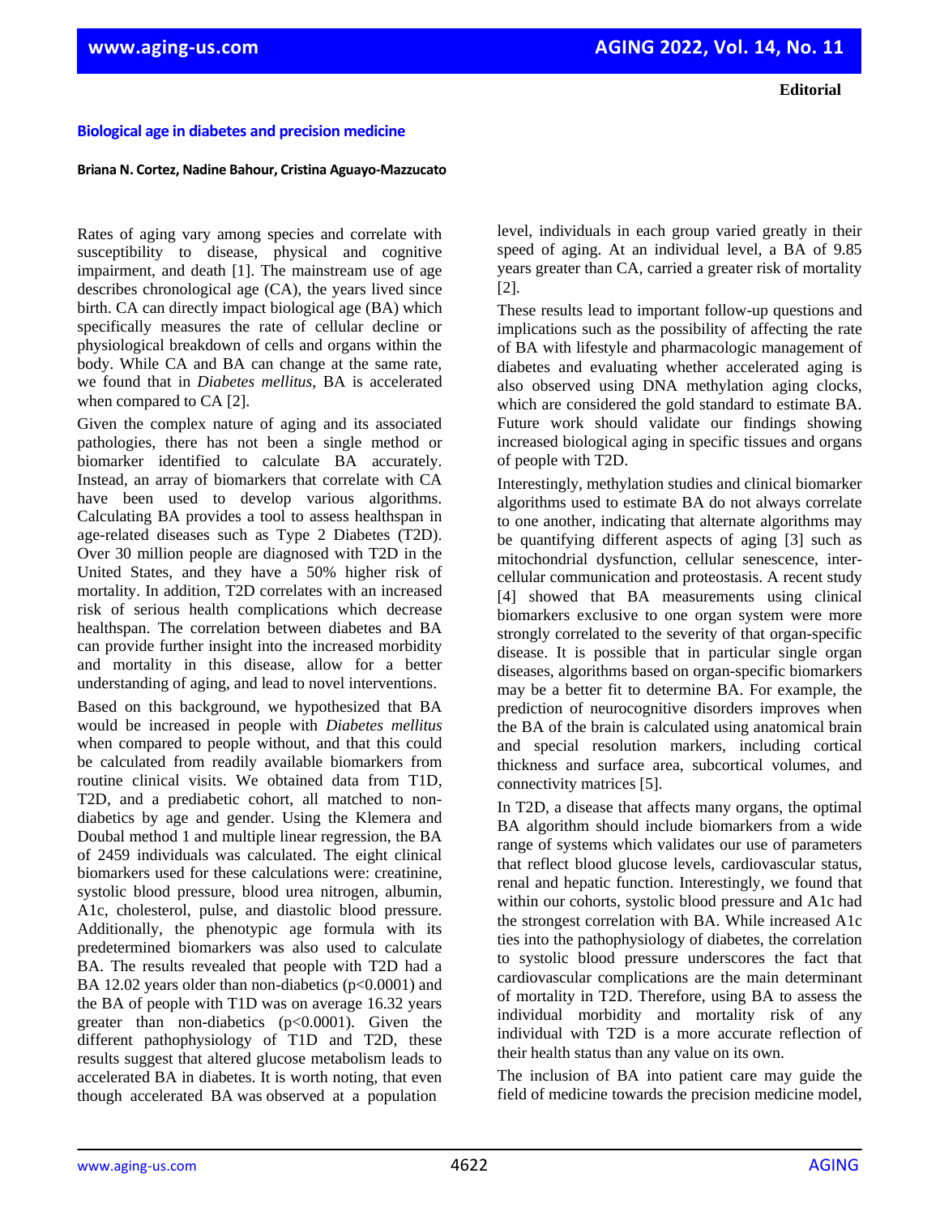**Editorial**

## Biological age in diabetes and precision medicine

**Briana N. Cortez, Nadine Bahour, Cristina Aguayo-Mazzucato**

Rates of aging vary among species and correlate with susceptibility to disease, physical and cognitive impairment, and death [1]. The mainstream use of age describes chronological age (CA), the years lived since birth. CA can directly impact biological age (BA) which specifically measures the rate of cellular decline or physiological breakdown of cells and organs within the body. While CA and BA can change at the same rate, we found that in *Diabetes mellitus*, BA is accelerated when compared to CA [2].

Given the complex nature of aging and its associated pathologies, there has not been a single method or biomarker identified to calculate BA accurately. Instead, an array of biomarkers that correlate with CA have been used to develop various algorithms. Calculating BA provides a tool to assess healthspan in age-related diseases such as Type 2 Diabetes (T2D). Over 30 million people are diagnosed with T2D in the United States, and they have a 50% higher risk of mortality. In addition, T2D correlates with an increased risk of serious health complications which decrease healthspan. The correlation between diabetes and BA can provide further insight into the increased morbidity and mortality in this disease, allow for a better understanding of aging, and lead to novel interventions.

Based on this background, we hypothesized that BA would be increased in people with *Diabetes mellitus* when compared to people without, and that this could be calculated from readily available biomarkers from routine clinical visits. We obtained data from T1D, T2D, and a prediabetic cohort, all matched to non-diabetics by age and gender. Using the Klemera and Doubal method 1 and multiple linear regression, the BA of 2459 individuals was calculated. The eight clinical biomarkers used for these calculations were: creatinine, systolic blood pressure, blood urea nitrogen, albumin, A1c, cholesterol, pulse, and diastolic blood pressure. Additionally, the phenotypic age formula with its predetermined biomarkers was also used to calculate BA. The results revealed that people with T2D had a BA 12.02 years older than non-diabetics ($p<0.0001$) and the BA of people with T1D was on average 16.32 years greater than non-diabetics ($p<0.0001$). Given the different pathophysiology of T1D and T2D, these results suggest that altered glucose metabolism leads to accelerated BA in diabetes. It is worth noting, that even though accelerated BA was observed at a population level, individuals in each group varied greatly in their speed of aging. At an individual level, a BA of 9.85 years greater than CA, carried a greater risk of mortality [2].

These results lead to important follow-up questions and implications such as the possibility of affecting the rate of BA with lifestyle and pharmacologic management of diabetes and evaluating whether accelerated aging is also observed using DNA methylation aging clocks, which are considered the gold standard to estimate BA. Future work should validate our findings showing increased biological aging in specific tissues and organs of people with T2D.

Interestingly, methylation studies and clinical biomarker algorithms used to estimate BA do not always correlate to one another, indicating that alternate algorithms may be quantifying different aspects of aging [3] such as mitochondrial dysfunction, cellular senescence, inter-cellular communication and proteostasis. A recent study [4] showed that BA measurements using clinical biomarkers exclusive to one organ system were more strongly correlated to the severity of that organ-specific disease. It is possible that in particular single organ diseases, algorithms based on organ-specific biomarkers may be a better fit to determine BA. For example, the prediction of neurocognitive disorders improves when the BA of the brain is calculated using anatomical brain and special resolution markers, including cortical thickness and surface area, subcortical volumes, and connectivity matrices [5].

In T2D, a disease that affects many organs, the optimal BA algorithm should include biomarkers from a wide range of systems which validates our use of parameters that reflect blood glucose levels, cardiovascular status, renal and hepatic function. Interestingly, we found that within our cohorts, systolic blood pressure and A1c had the strongest correlation with BA. While increased A1c ties into the pathophysiology of diabetes, the correlation to systolic blood pressure underscores the fact that cardiovascular complications are the main determinant of mortality in T2D. Therefore, using BA to assess the individual morbidity and mortality risk of any individual with T2D is a more accurate reflection of their health status than any value on its own.

The inclusion of BA into patient care may guide the field of medicine towards the precision medicine model,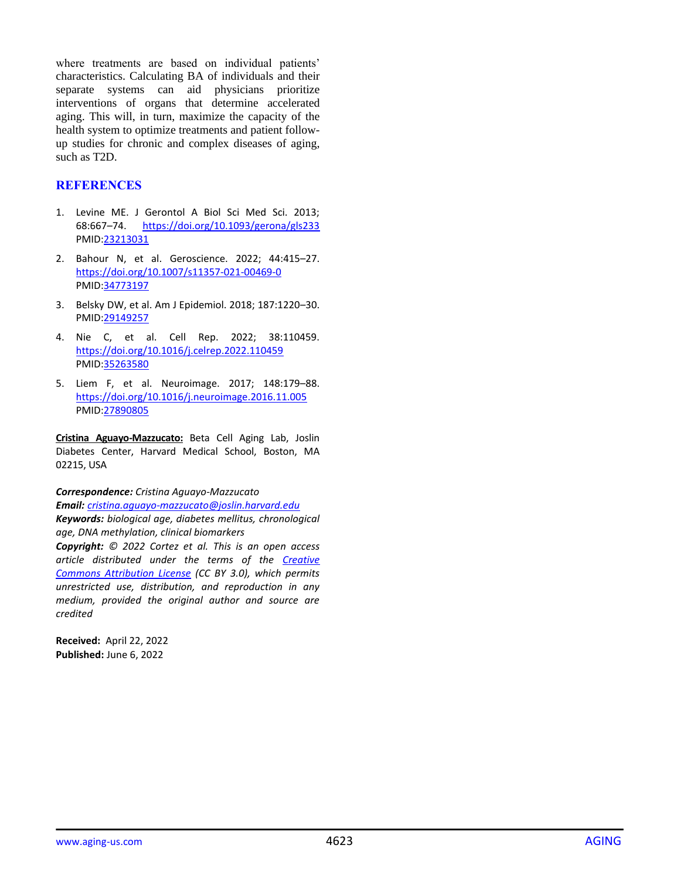where treatments are based on individual patients' characteristics. Calculating BA of individuals and their separate systems can aid physicians prioritize interventions of organs that determine accelerated aging. This will, in turn, maximize the capacity of the health system to optimize treatments and patient follow-up studies for chronic and complex diseases of aging, such as T2D.

## REFERENCES

1. Levine ME. J Gerontol A Biol Sci Med Sci. 2013; 68:667–74. https://doi.org/10.1093/gerona/gls233 PMID:23213031

2. Bahour N, et al. Geroscience. 2022; 44:415–27. https://doi.org/10.1007/s11357-021-00469-0 PMID:34773197

3. Belsky DW, et al. Am J Epidemiol. 2018; 187:1220–30. PMID:29149257

4. Nie C, et al. Cell Rep. 2022; 38:110459. https://doi.org/10.1016/j.celrep.2022.110459 PMID:35263580

5. Liem F, et al. Neuroimage. 2017; 148:179–88. https://doi.org/10.1016/j.neuroimage.2016.11.005 PMID:27890805

**Cristina Aguayo-Mazzucato:** Beta Cell Aging Lab, Joslin Diabetes Center, Harvard Medical School, Boston, MA 02215, USA

***Correspondence:*** *Cristina Aguayo-Mazzucato*
***Email:*** *cristina.aguayo-mazzucato@joslin.harvard.edu*
***Keywords:*** *biological age, diabetes mellitus, chronological age, DNA methylation, clinical biomarkers*
***Copyright:*** *© 2022 Cortez et al. This is an open access article distributed under the terms of the Creative Commons Attribution License (CC BY 3.0), which permits unrestricted use, distribution, and reproduction in any medium, provided the original author and source are credited*

**Received:** April 22, 2022
**Published:** June 6, 2022